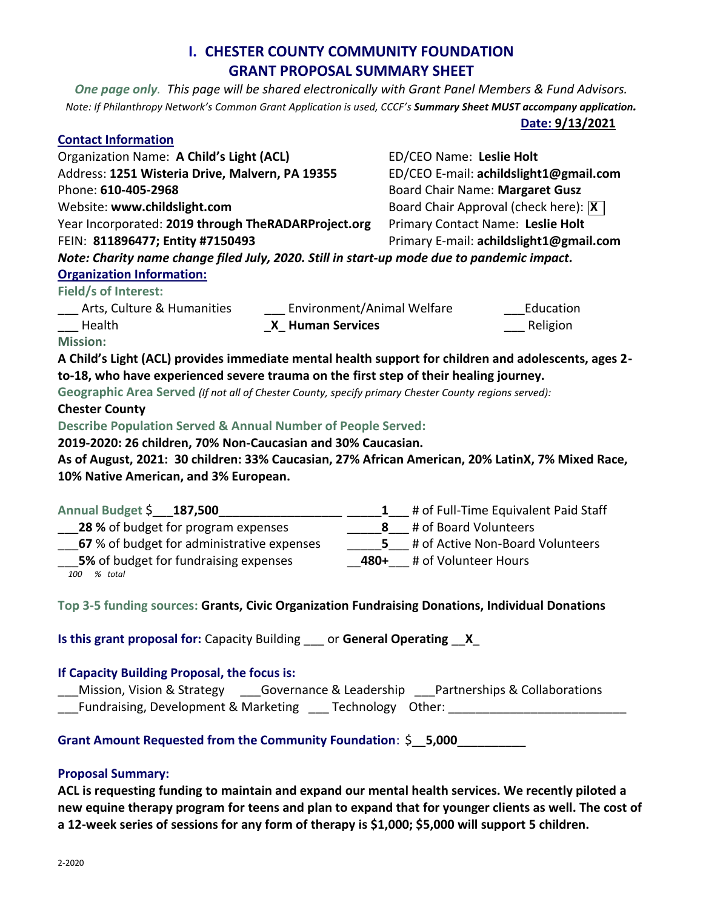# I. CHESTER COUNTY COMMUNITY FOUNDATION
# GRANT PROPOSAL SUMMARY SHEET

*One page only. This page will be shared electronically with Grant Panel Members & Fund Advisors.*
*Note: If Philanthropy Network's Common Grant Application is used, CCCF's **Summary Sheet MUST accompany application.***

**Date: 9/13/2021**

**Contact Information**

Organization Name: **A Child's Light (ACL)**
Address: **1251 Wisteria Drive, Malvern, PA 19355**
Phone: **610-405-2968**
Website: **www.childslight.com**
Year Incorporated: **2019 through TheRADARProject.org**
FEIN: **811896477; Entity #7150493**

ED/CEO Name: **Leslie Holt**
ED/CEO E-mail: **achildslight1@gmail.com**
Board Chair Name: **Margaret Gusz**
Board Chair Approval (check here): **X**
Primary Contact Name: **Leslie Holt**
Primary E-mail: **achildslight1@gmail.com**

***Note: Charity name change filed July, 2020. Still in start-up mode due to pandemic impact.***

**Organization Information:**

**Field/s of Interest:**

___ Arts, Culture & Humanities ___ Environment/Animal Welfare ___Education
___ Health _X_ **Human Services** ___ Religion

**Mission:**

**A Child's Light (ACL) provides immediate mental health support for children and adolescents, ages 2-to-18, who have experienced severe trauma on the first step of their healing journey.**

**Geographic Area Served** *(If not all of Chester County, specify primary Chester County regions served):*

**Chester County**

**Describe Population Served & Annual Number of People Served:**

**2019-2020: 26 children, 70% Non-Caucasian and 30% Caucasian.**
**As of August, 2021: 30 children: 33% Caucasian, 27% African American, 20% LatinX, 7% Mixed Race, 10% Native American, and 3% European.**

**Annual Budget** $___**187,500**__________________

___**28 %** of budget for program expenses
___**67** % of budget for administrative expenses
___**5%** of budget for fundraising expenses
*100 % total*

_____**1**___ # of Full-Time Equivalent Paid Staff
_____**8**___ # of Board Volunteers
_____**5**___ # of Active Non-Board Volunteers
__**480+**___ # of Volunteer Hours

**Top 3-5 funding sources: Grants, Civic Organization Fundraising Donations, Individual Donations**

**Is this grant proposal for:** Capacity Building ___ or **General Operating** __**X**_

**If Capacity Building Proposal, the focus is:**

___Mission, Vision & Strategy ___Governance & Leadership ___Partnerships & Collaborations
___Fundraising, Development & Marketing ___ Technology Other: __________________________

**Grant Amount Requested from the Community Foundation**: $__**5,000**__________

**Proposal Summary:**

**ACL is requesting funding to maintain and expand our mental health services. We recently piloted a new equine therapy program for teens and plan to expand that for younger clients as well. The cost of a 12-week series of sessions for any form of therapy is $1,000; $5,000 will support 5 children.**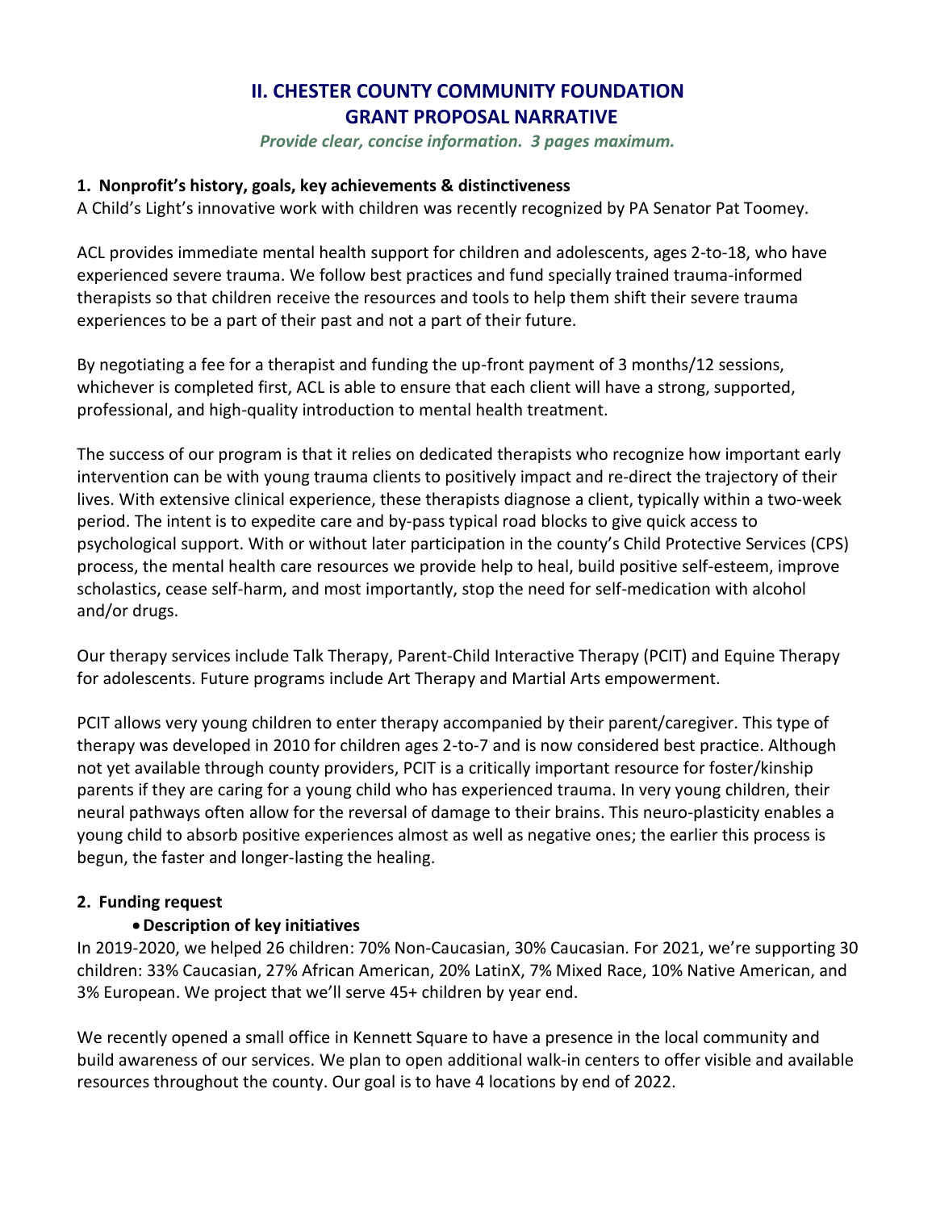# II. CHESTER COUNTY COMMUNITY FOUNDATION GRANT PROPOSAL NARRATIVE

*Provide clear, concise information. 3 pages maximum.*

## 1. Nonprofit's history, goals, key achievements & distinctiveness

A Child's Light's innovative work with children was recently recognized by PA Senator Pat Toomey.

ACL provides immediate mental health support for children and adolescents, ages 2-to-18, who have experienced severe trauma. We follow best practices and fund specially trained trauma-informed therapists so that children receive the resources and tools to help them shift their severe trauma experiences to be a part of their past and not a part of their future.

By negotiating a fee for a therapist and funding the up-front payment of 3 months/12 sessions, whichever is completed first, ACL is able to ensure that each client will have a strong, supported, professional, and high-quality introduction to mental health treatment.

The success of our program is that it relies on dedicated therapists who recognize how important early intervention can be with young trauma clients to positively impact and re-direct the trajectory of their lives. With extensive clinical experience, these therapists diagnose a client, typically within a two-week period. The intent is to expedite care and by-pass typical road blocks to give quick access to psychological support. With or without later participation in the county's Child Protective Services (CPS) process, the mental health care resources we provide help to heal, build positive self-esteem, improve scholastics, cease self-harm, and most importantly, stop the need for self-medication with alcohol and/or drugs.

Our therapy services include Talk Therapy, Parent-Child Interactive Therapy (PCIT) and Equine Therapy for adolescents. Future programs include Art Therapy and Martial Arts empowerment.

PCIT allows very young children to enter therapy accompanied by their parent/caregiver. This type of therapy was developed in 2010 for children ages 2-to-7 and is now considered best practice. Although not yet available through county providers, PCIT is a critically important resource for foster/kinship parents if they are caring for a young child who has experienced trauma. In very young children, their neural pathways often allow for the reversal of damage to their brains. This neuro-plasticity enables a young child to absorb positive experiences almost as well as negative ones; the earlier this process is begun, the faster and longer-lasting the healing.

## 2. Funding request

- **Description of key initiatives**

In 2019-2020, we helped 26 children: 70% Non-Caucasian, 30% Caucasian. For 2021, we're supporting 30 children: 33% Caucasian, 27% African American, 20% LatinX, 7% Mixed Race, 10% Native American, and 3% European. We project that we'll serve 45+ children by year end.

We recently opened a small office in Kennett Square to have a presence in the local community and build awareness of our services. We plan to open additional walk-in centers to offer visible and available resources throughout the county. Our goal is to have 4 locations by end of 2022.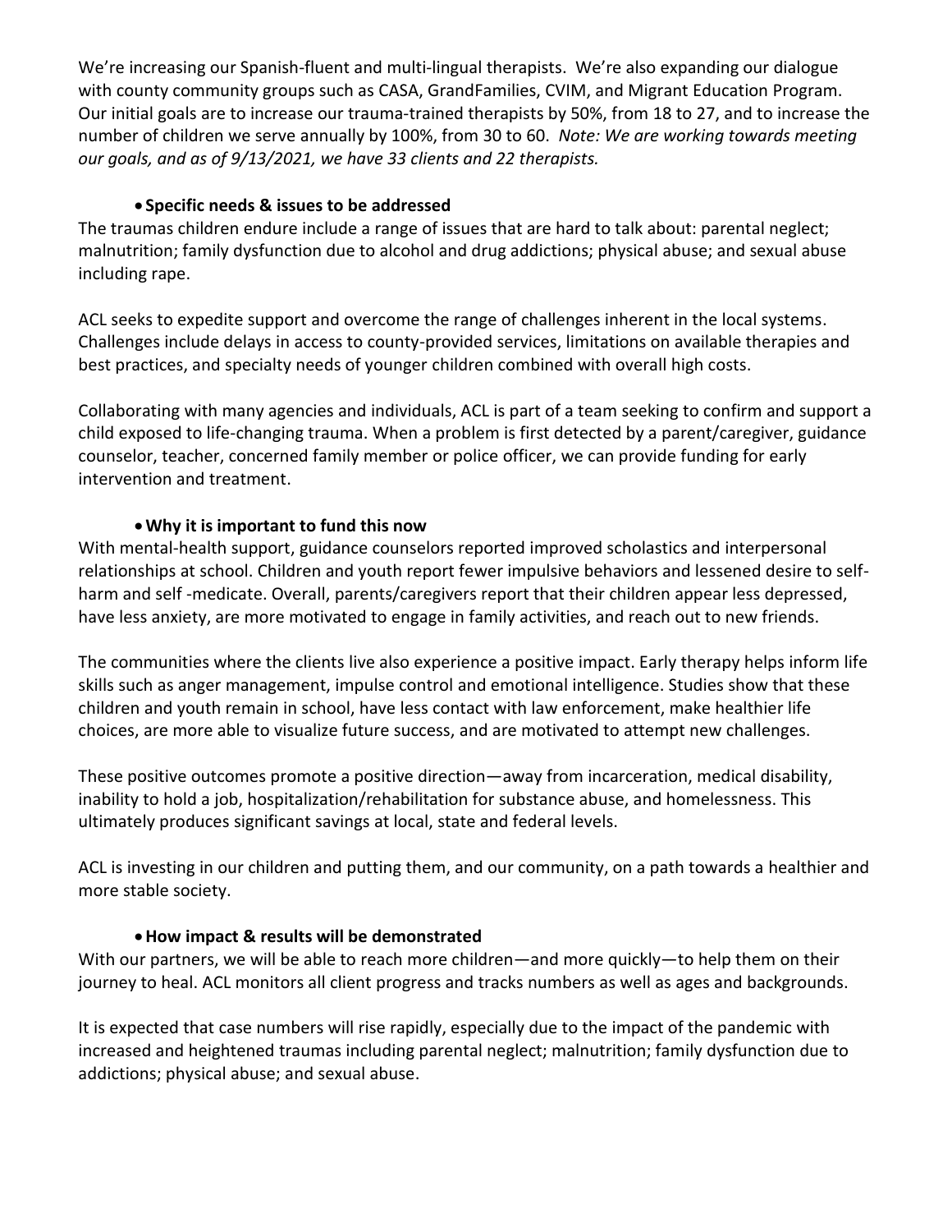We're increasing our Spanish-fluent and multi-lingual therapists. We're also expanding our dialogue with county community groups such as CASA, GrandFamilies, CVIM, and Migrant Education Program. Our initial goals are to increase our trauma-trained therapists by 50%, from 18 to 27, and to increase the number of children we serve annually by 100%, from 30 to 60. *Note: We are working towards meeting our goals, and as of 9/13/2021, we have 33 clients and 22 therapists.*

- **Specific needs & issues to be addressed**

The traumas children endure include a range of issues that are hard to talk about: parental neglect; malnutrition; family dysfunction due to alcohol and drug addictions; physical abuse; and sexual abuse including rape.

ACL seeks to expedite support and overcome the range of challenges inherent in the local systems. Challenges include delays in access to county-provided services, limitations on available therapies and best practices, and specialty needs of younger children combined with overall high costs.

Collaborating with many agencies and individuals, ACL is part of a team seeking to confirm and support a child exposed to life-changing trauma. When a problem is first detected by a parent/caregiver, guidance counselor, teacher, concerned family member or police officer, we can provide funding for early intervention and treatment.

- **Why it is important to fund this now**

With mental-health support, guidance counselors reported improved scholastics and interpersonal relationships at school. Children and youth report fewer impulsive behaviors and lessened desire to self-harm and self -medicate. Overall, parents/caregivers report that their children appear less depressed, have less anxiety, are more motivated to engage in family activities, and reach out to new friends.

The communities where the clients live also experience a positive impact. Early therapy helps inform life skills such as anger management, impulse control and emotional intelligence. Studies show that these children and youth remain in school, have less contact with law enforcement, make healthier life choices, are more able to visualize future success, and are motivated to attempt new challenges.

These positive outcomes promote a positive direction—away from incarceration, medical disability, inability to hold a job, hospitalization/rehabilitation for substance abuse, and homelessness. This ultimately produces significant savings at local, state and federal levels.

ACL is investing in our children and putting them, and our community, on a path towards a healthier and more stable society.

- **How impact & results will be demonstrated**

With our partners, we will be able to reach more children—and more quickly—to help them on their journey to heal. ACL monitors all client progress and tracks numbers as well as ages and backgrounds.

It is expected that case numbers will rise rapidly, especially due to the impact of the pandemic with increased and heightened traumas including parental neglect; malnutrition; family dysfunction due to addictions; physical abuse; and sexual abuse.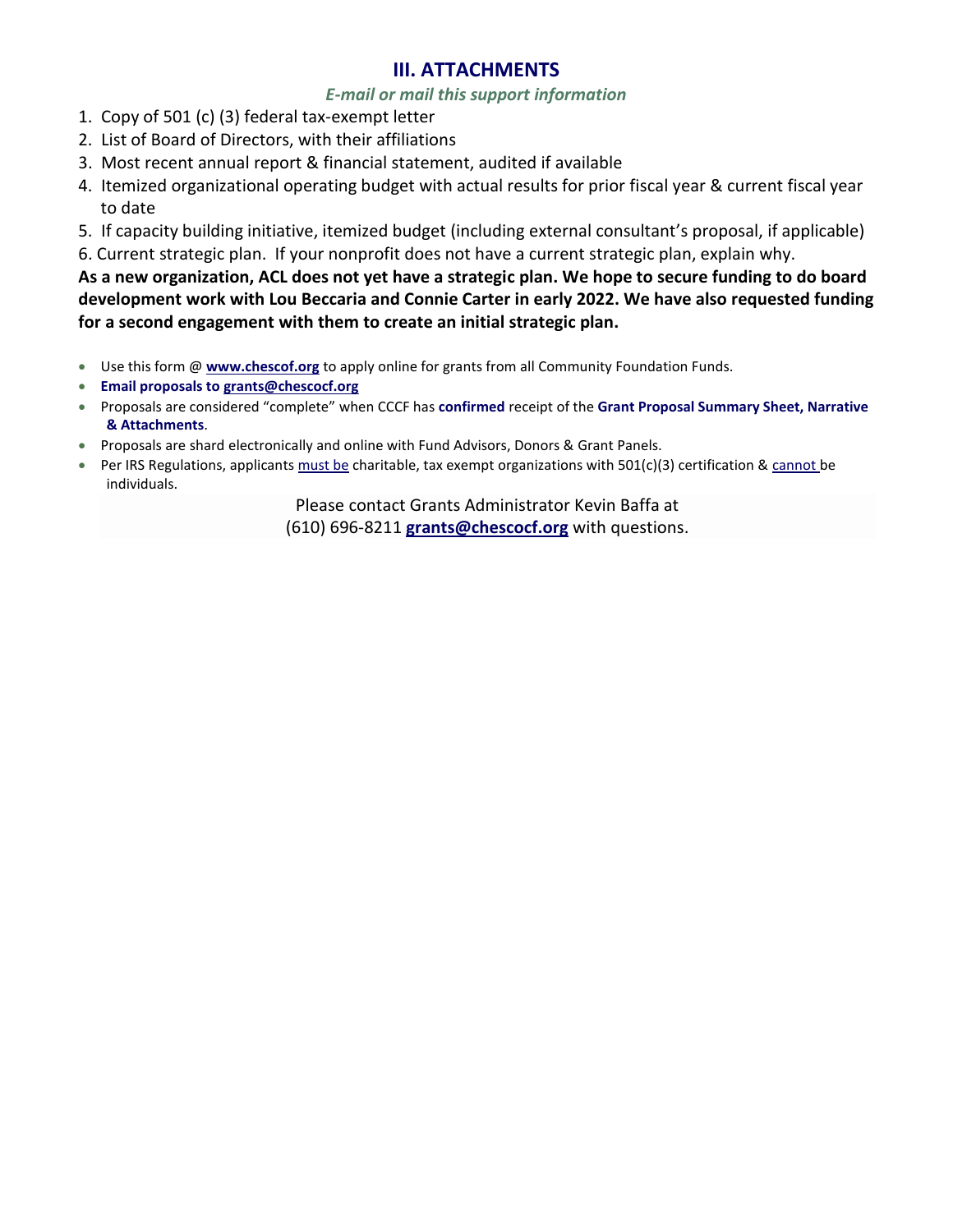## III. ATTACHMENTS

*E-mail or mail this support information*

1. Copy of 501 (c) (3) federal tax-exempt letter
2. List of Board of Directors, with their affiliations
3. Most recent annual report & financial statement, audited if available
4. Itemized organizational operating budget with actual results for prior fiscal year & current fiscal year to date
5. If capacity building initiative, itemized budget (including external consultant's proposal, if applicable)
6. Current strategic plan. If your nonprofit does not have a current strategic plan, explain why.

**As a new organization, ACL does not yet have a strategic plan. We hope to secure funding to do board development work with Lou Beccaria and Connie Carter in early 2022. We have also requested funding for a second engagement with them to create an initial strategic plan.**

- Use this form @ **www.chescof.org** to apply online for grants from all Community Foundation Funds.
- **Email proposals to grants@chescocf.org**
- Proposals are considered "complete" when CCCF has **confirmed** receipt of the **Grant Proposal Summary Sheet, Narrative & Attachments**.
- Proposals are shard electronically and online with Fund Advisors, Donors & Grant Panels.
- Per IRS Regulations, applicants must be charitable, tax exempt organizations with 501(c)(3) certification & cannot be individuals.

Please contact Grants Administrator Kevin Baffa at (610) 696-8211 **grants@chescocf.org** with questions.